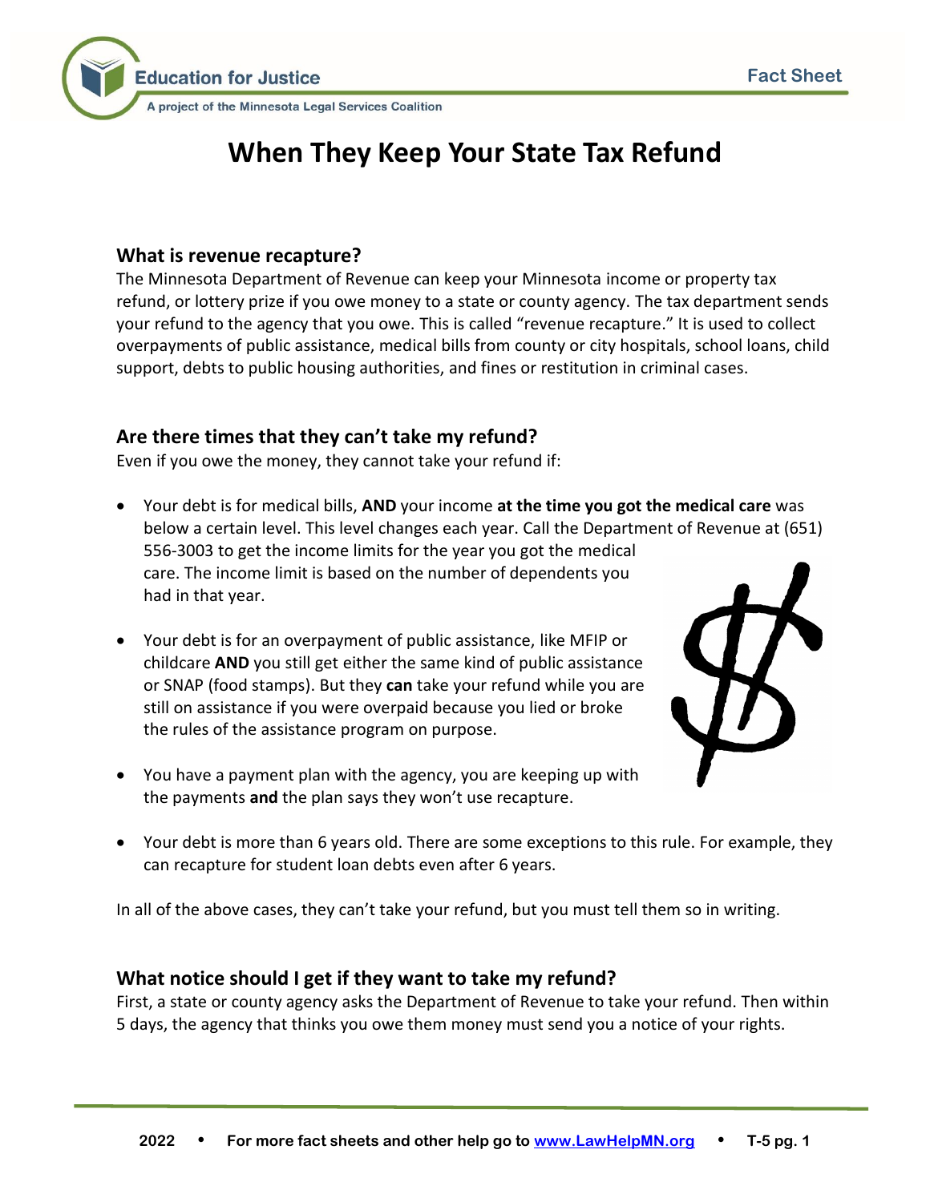# When They Keep Your State Tax Refund

## What is revenue recapture?

The Minnesota Department of Revenue can keep your Minnesota income or property tax refund, or lottery prize if you owe money to a state or county agency. The tax department sends your refund to the agency that you owe. This is called "revenue recapture." It is used to collect overpayments of public assistance, medical bills from county or city hospitals, school loans, child support, debts to public housing authorities, and fines or restitution in criminal cases.

## Are there times that they can't take my refund?

Even if you owe the money, they cannot take your refund if:

- Your debt is for medical bills, **AND** your income **at the time you got the medical care** was below a certain level. This level changes each year. Call the Department of Revenue at (651) 556-3003 to get the income limits for the year you got the medical care. The income limit is based on the number of dependents you had in that year.
- Your debt is for an overpayment of public assistance, like MFIP or childcare **AND** you still get either the same kind of public assistance or SNAP (food stamps). But they **can** take your refund while you are still on assistance if you were overpaid because you lied or broke the rules of the assistance program on purpose.
- You have a payment plan with the agency, you are keeping up with the payments **and** the plan says they won't use recapture.
- Your debt is more than 6 years old. There are some exceptions to this rule. For example, they can recapture for student loan debts even after 6 years.

In all of the above cases, they can't take your refund, but you must tell them so in writing.

## What notice should I get if they want to take my refund?

First, a state or county agency asks the Department of Revenue to take your refund. Then within 5 days, the agency that thinks you owe them money must send you a notice of your rights.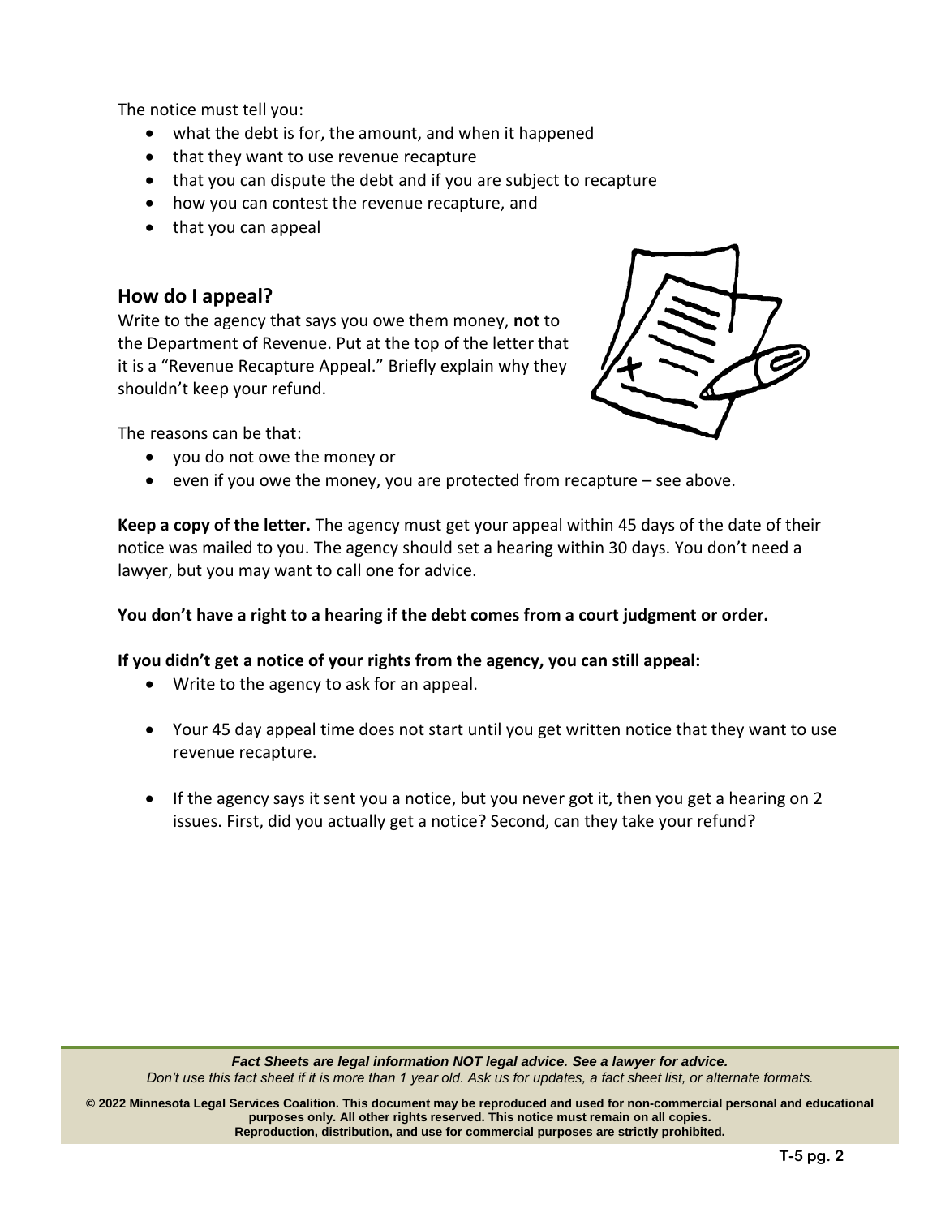The notice must tell you:

- what the debt is for, the amount, and when it happened
- that they want to use revenue recapture
- that you can dispute the debt and if you are subject to recapture
- how you can contest the revenue recapture, and
- that you can appeal

## How do I appeal?

Write to the agency that says you owe them money, **not** to the Department of Revenue. Put at the top of the letter that it is a "Revenue Recapture Appeal." Briefly explain why they shouldn't keep your refund.

The reasons can be that:

- you do not owe the money or
- even if you owe the money, you are protected from recapture – see above.

**Keep a copy of the letter.** The agency must get your appeal within 45 days of the date of their notice was mailed to you. The agency should set a hearing within 30 days. You don't need a lawyer, but you may want to call one for advice.

**You don't have a right to a hearing if the debt comes from a court judgment or order.**

**If you didn't get a notice of your rights from the agency, you can still appeal:**

- Write to the agency to ask for an appeal.
- Your 45 day appeal time does not start until you get written notice that they want to use revenue recapture.
- If the agency says it sent you a notice, but you never got it, then you get a hearing on 2 issues. First, did you actually get a notice? Second, can they take your refund?

***Fact Sheets are legal information NOT legal advice. See a lawyer for advice.***
*Don't use this fact sheet if it is more than 1 year old. Ask us for updates, a fact sheet list, or alternate formats.*

**© 2022 Minnesota Legal Services Coalition. This document may be reproduced and used for non-commercial personal and educational purposes only. All other rights reserved. This notice must remain on all copies. Reproduction, distribution, and use for commercial purposes are strictly prohibited.**

**T-5 pg. 2**